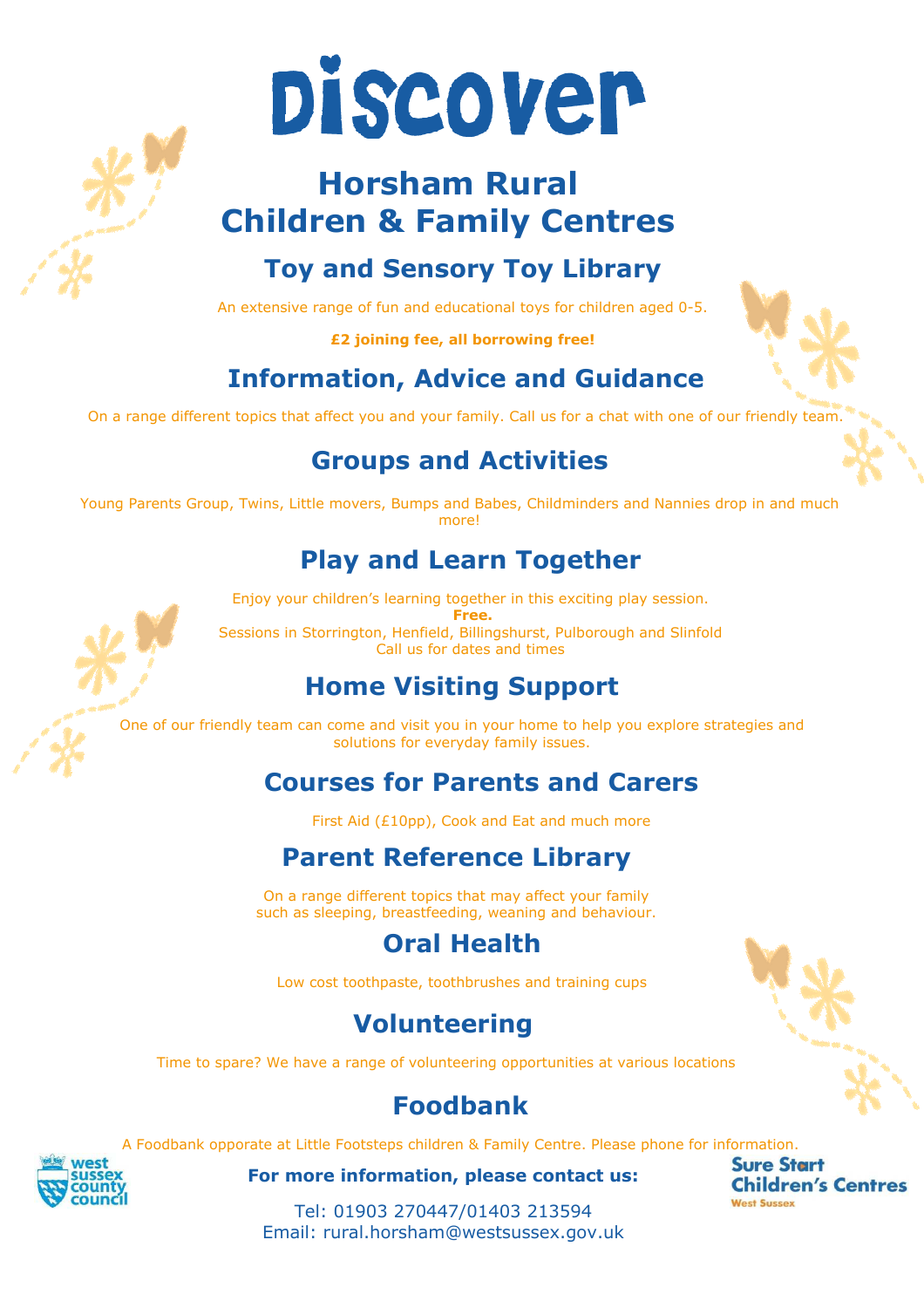# Discover

## Horsham Rural Children & Family Centres

### Toy and Sensory Toy Library

An extensive range of fun and educational toys for children aged 0-5.

**£2 joining fee, all borrowing free!**

### Information, Advice and Guidance

On a range different topics that affect you and your family. Call us for a chat with one of our friendly team.

### Groups and Activities

Young Parents Group, Twins, Little movers, Bumps and Babes, Childminders and Nannies drop in and much more!

### Play and Learn Together

Enjoy your children's learning together in this exciting play session.
**Free.**
Sessions in Storrington, Henfield, Billingshurst, Pulborough and Slinfold
Call us for dates and times

### Home Visiting Support

One of our friendly team can come and visit you in your home to help you explore strategies and solutions for everyday family issues.

### Courses for Parents and Carers

First Aid (£10pp), Cook and Eat and much more

### Parent Reference Library

On a range different topics that may affect your family such as sleeping, breastfeeding, weaning and behaviour.

### Oral Health

Low cost toothpaste, toothbrushes and training cups

### Volunteering

Time to spare? We have a range of volunteering opportunities at various locations

### Foodbank

A Foodbank opporate at Little Footsteps children & Family Centre. Please phone for information.

west sussex county council

**For more information, please contact us:**

Tel: 01903 270447/01403 213594
Email: rural.horsham@westsussex.gov.uk

Sure Start Children's Centres West Sussex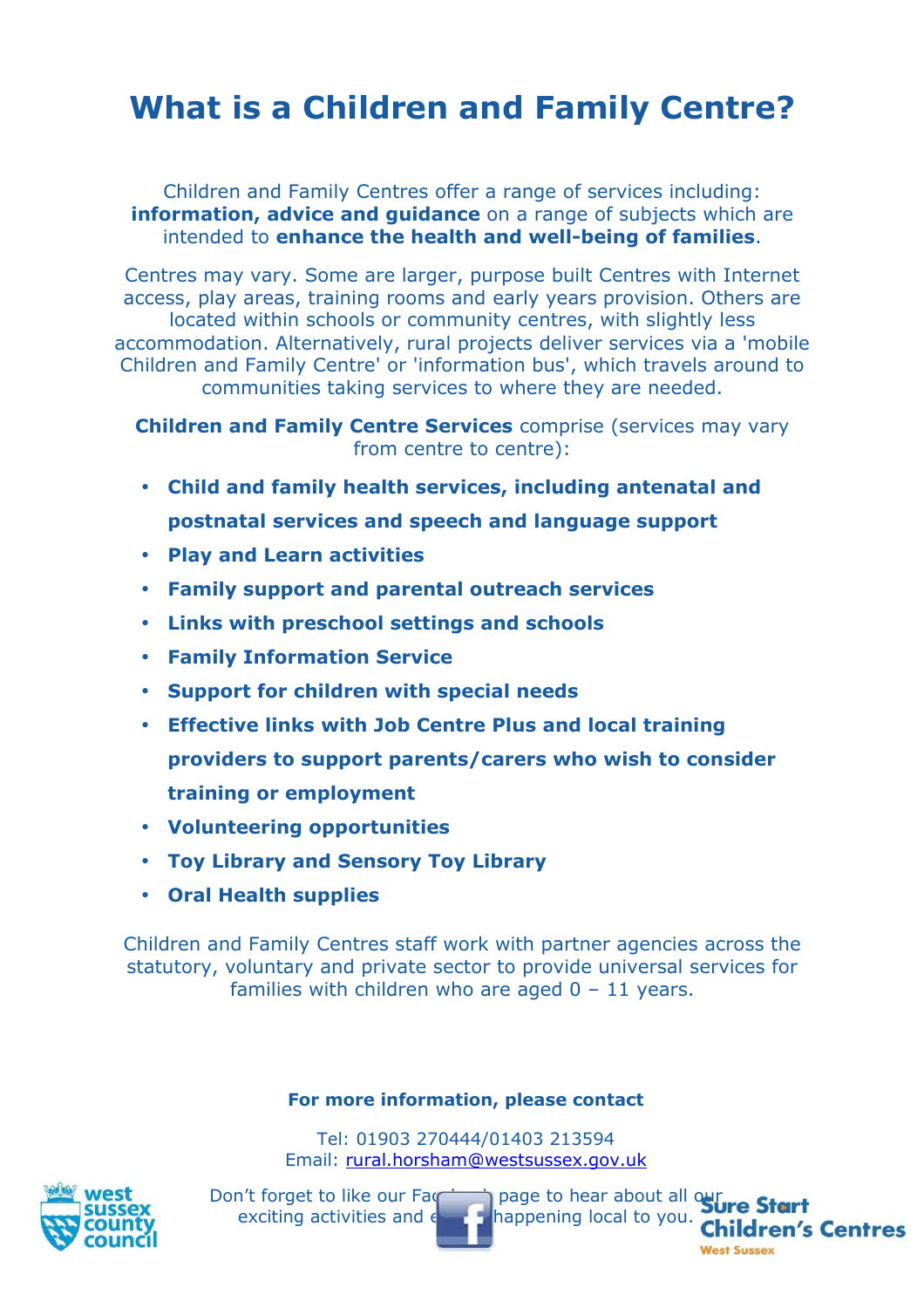# What is a Children and Family Centre?

Children and Family Centres offer a range of services including: **information, advice and guidance** on a range of subjects which are intended to **enhance the health and well-being of families**.

Centres may vary. Some are larger, purpose built Centres with Internet access, play areas, training rooms and early years provision. Others are located within schools or community centres, with slightly less accommodation. Alternatively, rural projects deliver services via a 'mobile Children and Family Centre' or 'information bus', which travels around to communities taking services to where they are needed.

**Children and Family Centre Services** comprise (services may vary from centre to centre):

- **Child and family health services, including antenatal and postnatal services and speech and language support**
- **Play and Learn activities**
- **Family support and parental outreach services**
- **Links with preschool settings and schools**
- **Family Information Service**
- **Support for children with special needs**
- **Effective links with Job Centre Plus and local training providers to support parents/carers who wish to consider training or employment**
- **Volunteering opportunities**
- **Toy Library and Sensory Toy Library**
- **Oral Health supplies**

Children and Family Centres staff work with partner agencies across the statutory, voluntary and private sector to provide universal services for families with children who are aged 0 – 11 years.

**For more information, please contact**

Tel: 01903 270444/01403 213594
Email: rural.horsham@westsussex.gov.uk

Don't forget to like our Facebook page to hear about all our exciting activities and events happening local to you.

West Sussex County Council

Sure Start Children's Centres West Sussex